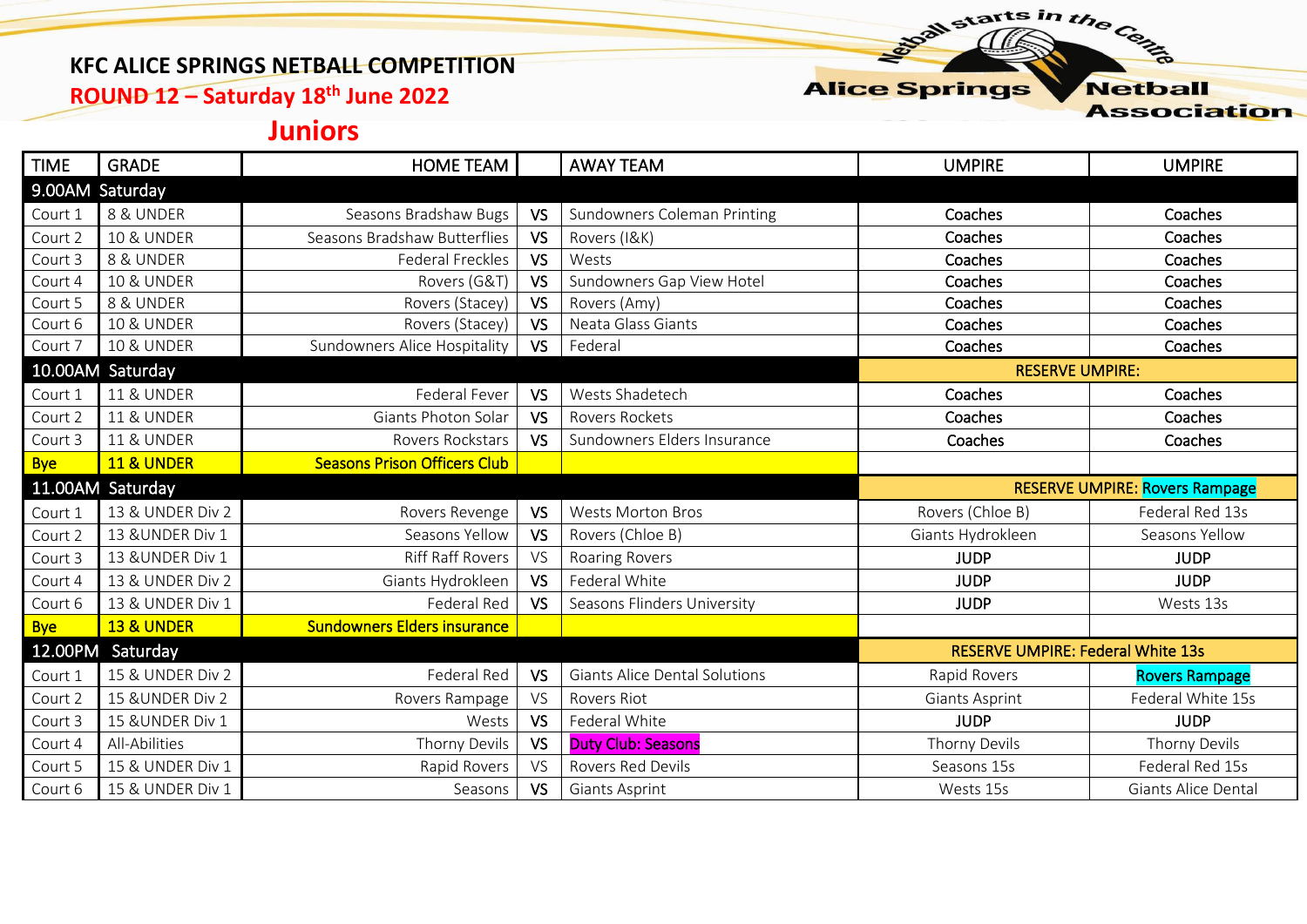# KFC ALICE SPRINGS NETBALL COMPETITION

## ROUND 12 – Saturday 18th June 2022

## Juniors

| TIME | GRADE | HOME TEAM | | AWAY TEAM | UMPIRE | UMPIRE |
|---|---|---|---|---|---|---|
| 9.00AM Saturday | | | | | | |
| Court 1 | 8 & UNDER | Seasons Bradshaw Bugs | VS | Sundowners Coleman Printing | Coaches | Coaches |
| Court 2 | 10 & UNDER | Seasons Bradshaw Butterflies | VS | Rovers (I&K) | Coaches | Coaches |
| Court 3 | 8 & UNDER | Federal Freckles | VS | Wests | Coaches | Coaches |
| Court 4 | 10 & UNDER | Rovers (G&T) | VS | Sundowners Gap View Hotel | Coaches | Coaches |
| Court 5 | 8 & UNDER | Rovers (Stacey) | VS | Rovers (Amy) | Coaches | Coaches |
| Court 6 | 10 & UNDER | Rovers (Stacey) | VS | Neata Glass Giants | Coaches | Coaches |
| Court 7 | 10 & UNDER | Sundowners Alice Hospitality | VS | Federal | Coaches | Coaches |
| 10.00AM Saturday | | | | | RESERVE UMPIRE: | |
| Court 1 | 11 & UNDER | Federal Fever | VS | Wests Shadetech | Coaches | Coaches |
| Court 2 | 11 & UNDER | Giants Photon Solar | VS | Rovers Rockets | Coaches | Coaches |
| Court 3 | 11 & UNDER | Rovers Rockstars | VS | Sundowners Elders Insurance | Coaches | Coaches |
| Bye | 11 & UNDER | Seasons Prison Officers Club | | | | |
| 11.00AM Saturday | | | | | RESERVE UMPIRE: Rovers Rampage | |
| Court 1 | 13 & UNDER Div 2 | Rovers Revenge | VS | Wests Morton Bros | Rovers (Chloe B) | Federal Red 13s |
| Court 2 | 13 &UNDER Div 1 | Seasons Yellow | VS | Rovers (Chloe B) | Giants Hydrokleen | Seasons Yellow |
| Court 3 | 13 &UNDER Div 1 | Riff Raff Rovers | VS | Roaring Rovers | JUDP | JUDP |
| Court 4 | 13 & UNDER Div 2 | Giants Hydrokleen | VS | Federal White | JUDP | JUDP |
| Court 6 | 13 & UNDER Div 1 | Federal Red | VS | Seasons Flinders University | JUDP | Wests 13s |
| Bye | 13 & UNDER | Sundowners Elders insurance | | | | |
| 12.00PM Saturday | | | | | RESERVE UMPIRE: Federal White 13s | |
| Court 1 | 15 & UNDER Div 2 | Federal Red | VS | Giants Alice Dental Solutions | Rapid Rovers | Rovers Rampage |
| Court 2 | 15 &UNDER Div 2 | Rovers Rampage | VS | Rovers Riot | Giants Asprint | Federal White 15s |
| Court 3 | 15 &UNDER Div 1 | Wests | VS | Federal White | JUDP | JUDP |
| Court 4 | All-Abilities | Thorny Devils | VS | Duty Club: Seasons | Thorny Devils | Thorny Devils |
| Court 5 | 15 & UNDER Div 1 | Rapid Rovers | VS | Rovers Red Devils | Seasons 15s | Federal Red 15s |
| Court 6 | 15 & UNDER Div 1 | Seasons | VS | Giants Asprint | Wests 15s | Giants Alice Dental |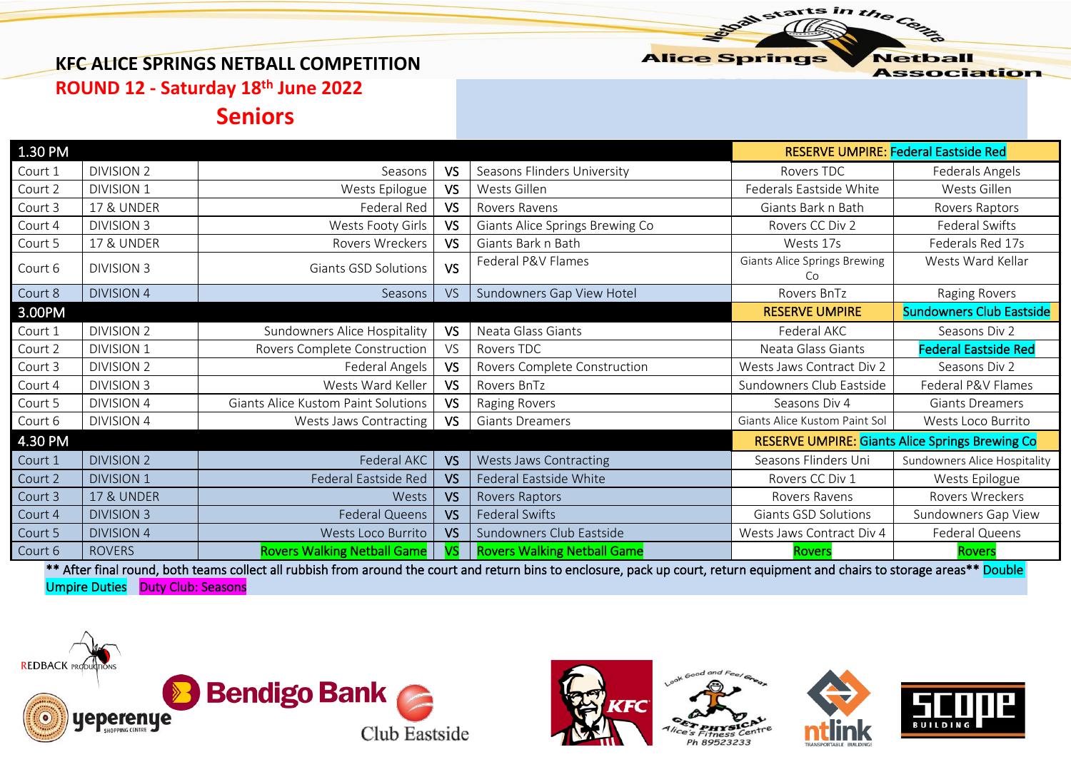# KFC ALICE SPRINGS NETBALL COMPETITION

## ROUND 12 - Saturday 18th June 2022

## Seniors

| | | | | | | |
|---|---|---|---|---|---|---|
| **1.30 PM** | | | | | RESERVE UMPIRE: Federal Eastside Red | |
| Court 1 | DIVISION 2 | Seasons | VS | Seasons Flinders University | Rovers TDC | Federals Angels |
| Court 2 | DIVISION 1 | Wests Epilogue | VS | Wests Gillen | Federals Eastside White | Wests Gillen |
| Court 3 | 17 & UNDER | Federal Red | VS | Rovers Ravens | Giants Bark n Bath | Rovers Raptors |
| Court 4 | DIVISION 3 | Wests Footy Girls | VS | Giants Alice Springs Brewing Co | Rovers CC Div 2 | Federal Swifts |
| Court 5 | 17 & UNDER | Rovers Wreckers | VS | Giants Bark n Bath | Wests 17s | Federals Red 17s |
| Court 6 | DIVISION 3 | Giants GSD Solutions | VS | Federal P&V Flames | Giants Alice Springs Brewing Co | Wests Ward Kellar |
| Court 8 | DIVISION 4 | Seasons | VS | Sundowners Gap View Hotel | Rovers BnTz | Raging Rovers |
| **3.00PM** | | | | | RESERVE UMPIRE | Sundowners Club Eastside |
| Court 1 | DIVISION 2 | Sundowners Alice Hospitality | VS | Neata Glass Giants | Federal AKC | Seasons Div 2 |
| Court 2 | DIVISION 1 | Rovers Complete Construction | VS | Rovers TDC | Neata Glass Giants | Federal Eastside Red |
| Court 3 | DIVISION 2 | Federal Angels | VS | Rovers Complete Construction | Wests Jaws Contract Div 2 | Seasons Div 2 |
| Court 4 | DIVISION 3 | Wests Ward Keller | VS | Rovers BnTz | Sundowners Club Eastside | Federal P&V Flames |
| Court 5 | DIVISION 4 | Giants Alice Kustom Paint Solutions | VS | Raging Rovers | Seasons Div 4 | Giants Dreamers |
| Court 6 | DIVISION 4 | Wests Jaws Contracting | VS | Giants Dreamers | Giants Alice Kustom Paint Sol | Wests Loco Burrito |
| **4.30 PM** | | | | | RESERVE UMPIRE: Giants Alice Springs Brewing Co | |
| Court 1 | DIVISION 2 | Federal AKC | VS | Wests Jaws Contracting | Seasons Flinders Uni | Sundowners Alice Hospitality |
| Court 2 | DIVISION 1 | Federal Eastside Red | VS | Federal Eastside White | Rovers CC Div 1 | Wests Epilogue |
| Court 3 | 17 & UNDER | Wests | VS | Rovers Raptors | Rovers Ravens | Rovers Wreckers |
| Court 4 | DIVISION 3 | Federal Queens | VS | Federal Swifts | Giants GSD Solutions | Sundowners Gap View |
| Court 5 | DIVISION 4 | Wests Loco Burrito | VS | Sundowners Club Eastside | Wests Jaws Contract Div 4 | Federal Queens |
| Court 6 | ROVERS | Rovers Walking Netball Game | VS | Rovers Walking Netball Game | Rovers | Rovers |

** After final round, both teams collect all rubbish from around the court and return bins to enclosure, pack up court, return equipment and chairs to storage areas** Double Umpire Duties Duty Club: Seasons